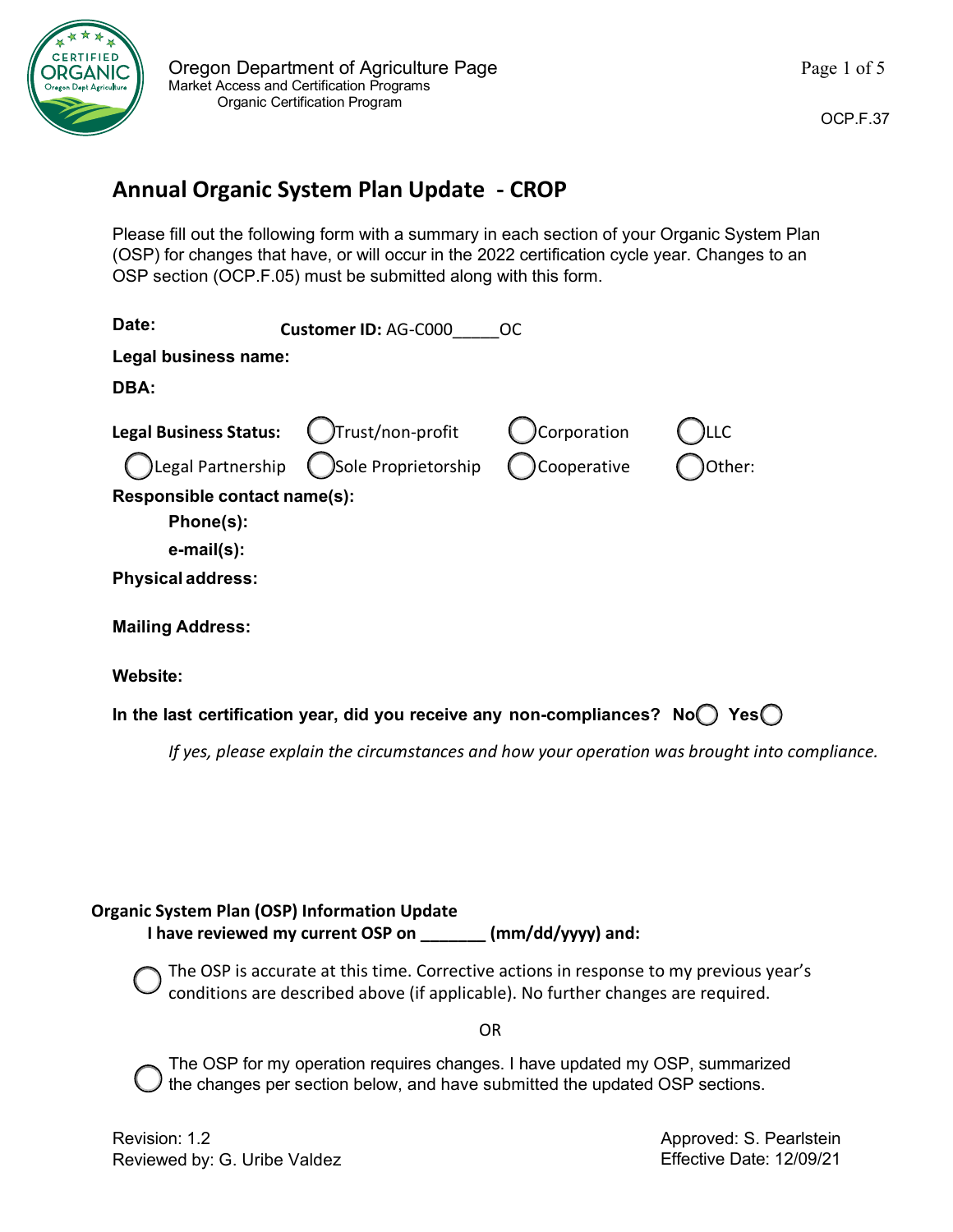Oregon Department of Agriculture Page
Market Access and Certification Programs
Organic Certification Program

OCP.F.37

# Annual Organic System Plan Update - CROP

Please fill out the following form with a summary in each section of your Organic System Plan (OSP) for changes that have, or will occur in the 2022 certification cycle year. Changes to an OSP section (OCP.F.05) must be submitted along with this form.

**Date:** **Customer ID:** AG-C000_____OC

**Legal business name:**

**DBA:**

**Legal Business Status:** ◯ Trust/non-profit ◯ Corporation ◯ LLC ◯ Legal Partnership ◯ Sole Proprietorship ◯ Cooperative ◯ Other:

**Responsible contact name(s):**

**Phone(s):**

**e-mail(s):**

**Physical address:**

**Mailing Address:**

**Website:**

**In the last certification year, did you receive any non-compliances?** **No** ◯ **Yes** ◯

*If yes, please explain the circumstances and how your operation was brought into compliance.*

**Organic System Plan (OSP) Information Update**

**I have reviewed my current OSP on _______ (mm/dd/yyyy) and:**

◯ The OSP is accurate at this time. Corrective actions in response to my previous year's conditions are described above (if applicable). No further changes are required.

OR

◯ The OSP for my operation requires changes. I have updated my OSP, summarized the changes per section below, and have submitted the updated OSP sections.

Revision: 1.2
Reviewed by: G. Uribe Valdez

Approved: S. Pearlstein
Effective Date: 12/09/21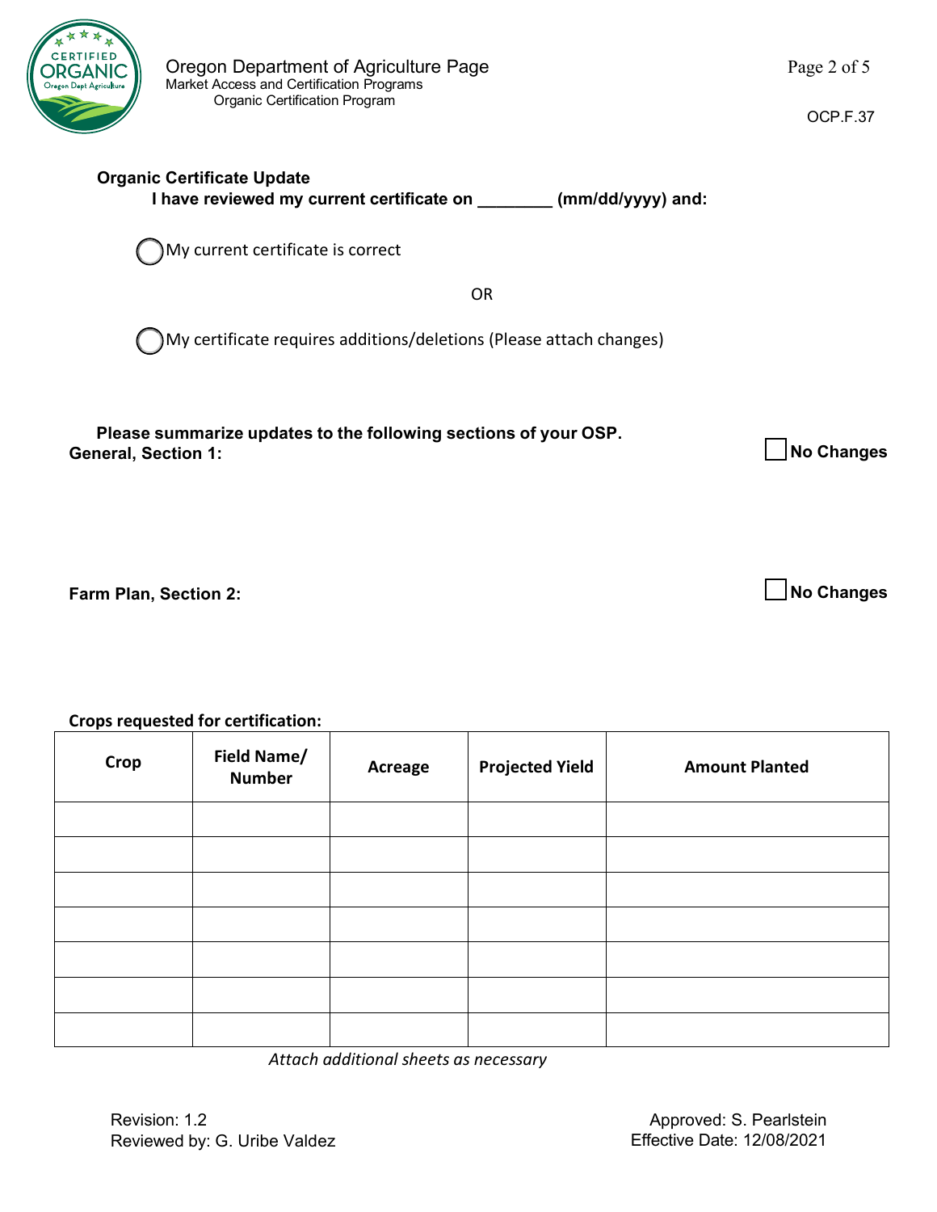## Organic Certificate Update

**I have reviewed my current certificate on ________ (mm/dd/yyyy) and:**

◯ My current certificate is correct

OR

◯ My certificate requires additions/deletions (Please attach changes)

**Please summarize updates to the following sections of your OSP.**

**General, Section 1:** ☐ **No Changes**

**Farm Plan, Section 2:** ☐ **No Changes**

**Crops requested for certification:**

| Crop | Field Name/ Number | Acreage | Projected Yield | Amount Planted |
|---|---|---|---|---|
| | | | | |
| | | | | |
| | | | | |
| | | | | |
| | | | | |
| | | | | |
| | | | | |

*Attach additional sheets as necessary*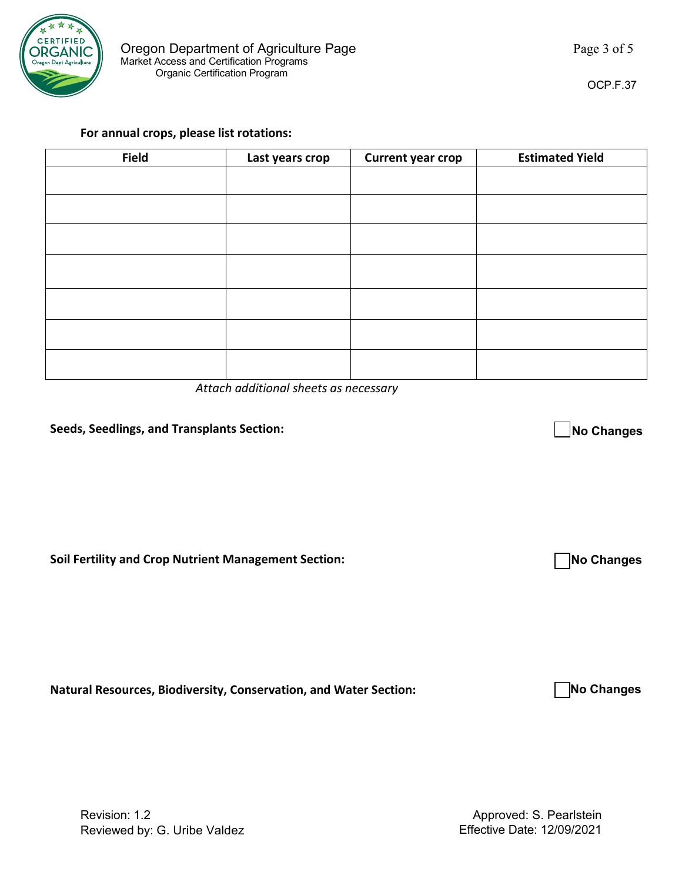**For annual crops, please list rotations:**

| Field | Last years crop | Current year crop | Estimated Yield |
| --- | --- | --- | --- |
| | | | |
| | | | |
| | | | |
| | | | |
| | | | |
| | | | |
| | | | |

*Attach additional sheets as necessary*

**Seeds, Seedlings, and Transplants Section:** ☐ **No Changes**

**Soil Fertility and Crop Nutrient Management Section:** ☐ **No Changes**

**Natural Resources, Biodiversity, Conservation, and Water Section:** ☐ **No Changes**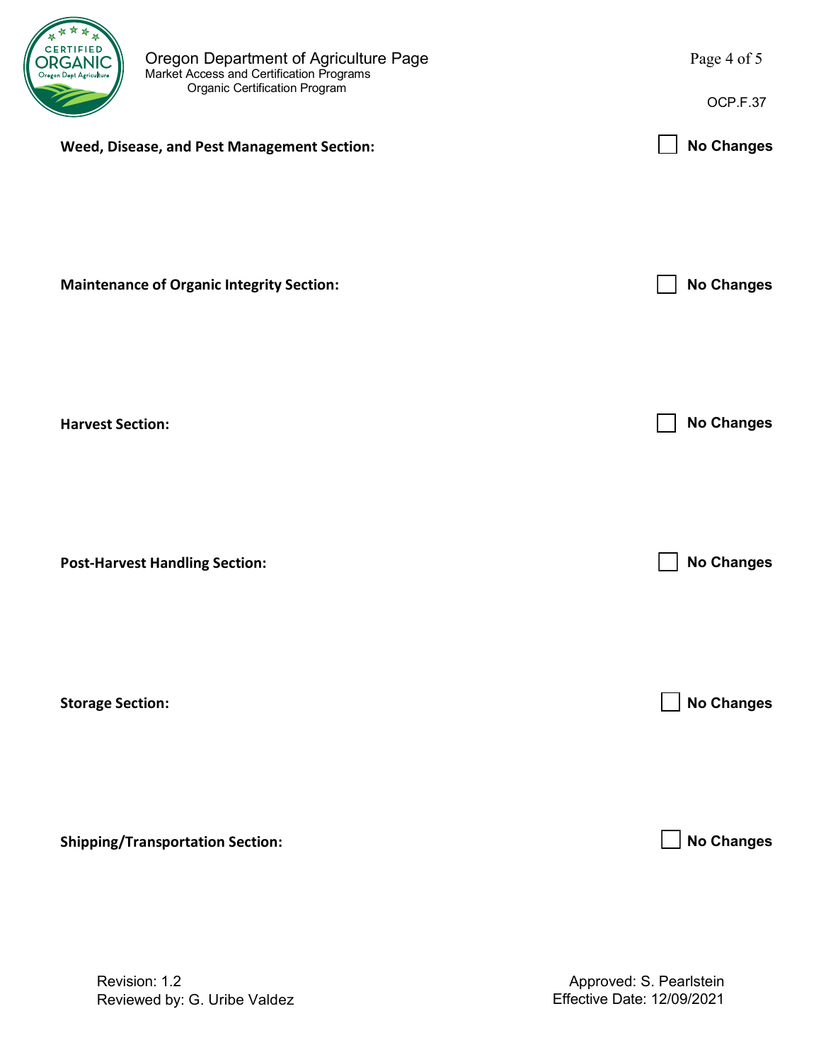**Weed, Disease, and Pest Management Section:** ☐ No Changes

**Maintenance of Organic Integrity Section:** ☐ No Changes

**Harvest Section:** ☐ No Changes

**Post-Harvest Handling Section:** ☐ No Changes

**Storage Section:** ☐ No Changes

**Shipping/Transportation Section:** ☐ No Changes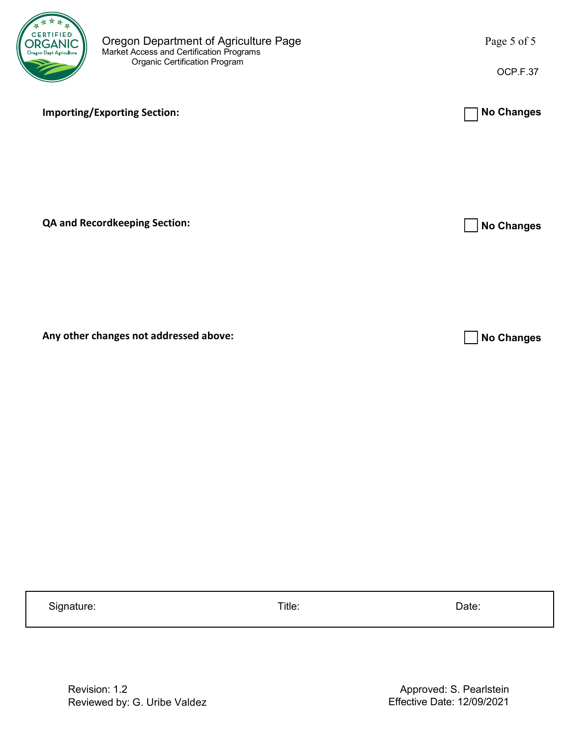**Importing/Exporting Section:** ☐ **No Changes**

**QA and Recordkeeping Section:** ☐ **No Changes**

**Any other changes not addressed above:** ☐ **No Changes**

| | | |
|---|---|---|
| Signature: | Title: | Date: |

Revision: 1.2
Reviewed by: G. Uribe Valdez

Approved: S. Pearlstein
Effective Date: 12/09/2021